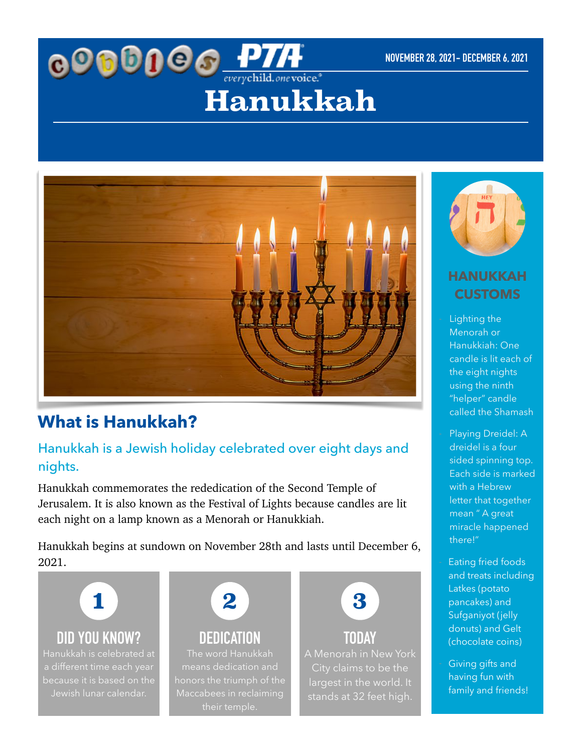NOVEMBER 28, 2021– DECEMBER 6, 2021

# Hanukkah

## What is Hanukkah?

### Hanukkah is a Jewish holiday celebrated over eight days and nights.

Hanukkah commemorates the rededication of the Second Temple of Jerusalem. It is also known as the Festival of Lights because candles are lit each night on a lamp known as a Menorah or Hanukkiah.

Hanukkah begins at sundown on November 28th and lasts until December 6, 2021.

### 1 DID YOU KNOW?

Hanukkah is celebrated at a different time each year because it is based on the Jewish lunar calendar.

### 2 DEDICATION

The word Hanukkah means dedication and honors the triumph of the Maccabees in reclaiming their temple.

### 3 TODAY

A Menorah in New York City claims to be the largest in the world. It stands at 32 feet high.

## HANUKKAH CUSTOMS

- Lighting the Menorah or Hanukkiah: One candle is lit each of the eight nights using the ninth "helper" candle called the Shamash
- Playing Dreidel: A dreidel is a four sided spinning top. Each side is marked with a Hebrew letter that together mean " A great miracle happened there!"
- Eating fried foods and treats including Latkes (potato pancakes) and Sufganiyot (jelly donuts) and Gelt (chocolate coins)
- Giving gifts and having fun with family and friends!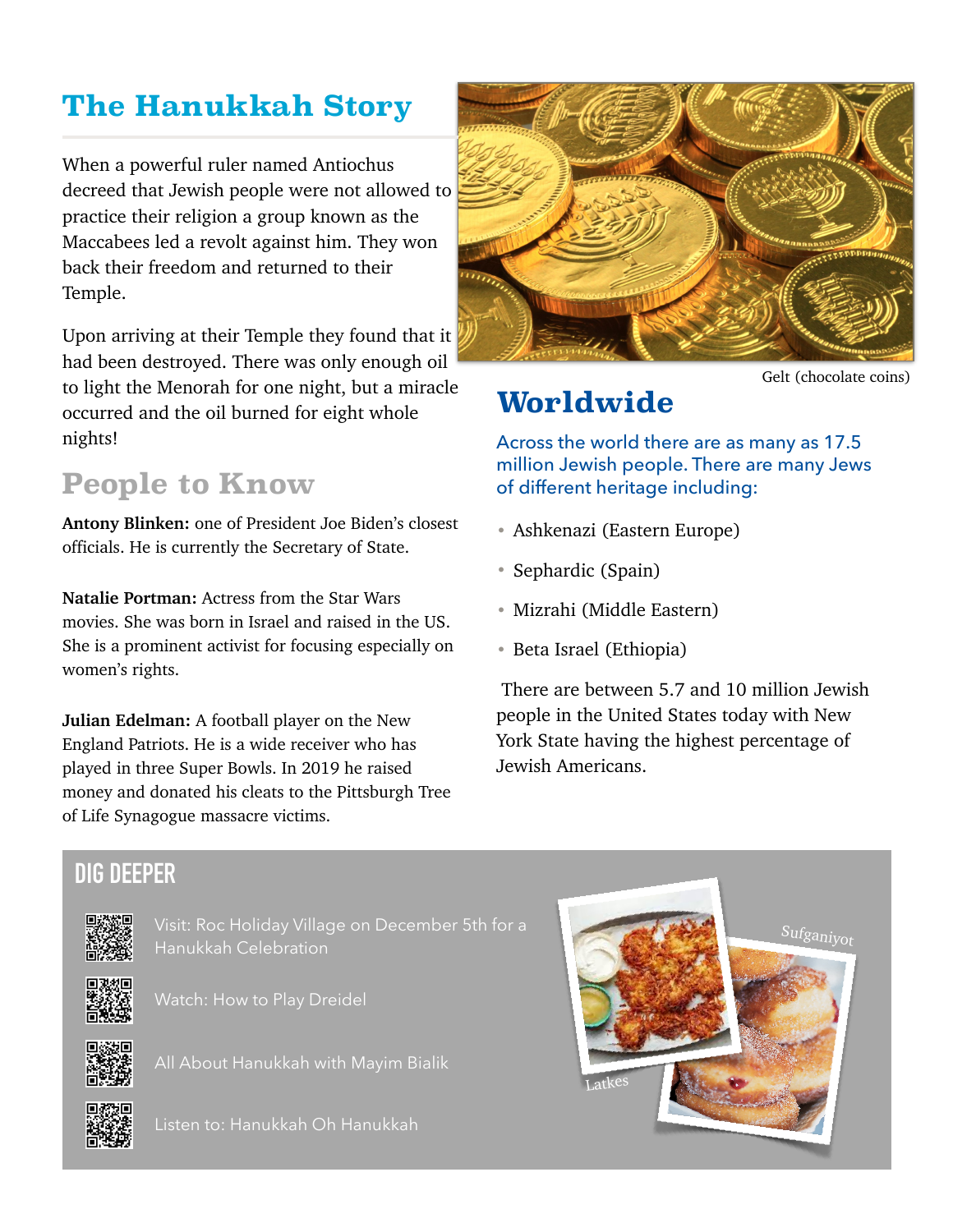## The Hanukkah Story

When a powerful ruler named Antiochus decreed that Jewish people were not allowed to practice their religion a group known as the Maccabees led a revolt against him. They won back their freedom and returned to their Temple.

Upon arriving at their Temple they found that it had been destroyed. There was only enough oil to light the Menorah for one night, but a miracle occurred and the oil burned for eight whole nights!

Gelt (chocolate coins)

## People to Know

**Antony Blinken:** one of President Joe Biden's closest officials. He is currently the Secretary of State.

**Natalie Portman:** Actress from the Star Wars movies. She was born in Israel and raised in the US. She is a prominent activist for focusing especially on women's rights.

**Julian Edelman:** A football player on the New England Patriots. He is a wide receiver who has played in three Super Bowls. In 2019 he raised money and donated his cleats to the Pittsburgh Tree of Life Synagogue massacre victims.

## Worldwide

Across the world there are as many as 17.5 million Jewish people. There are many Jews of different heritage including:

- Ashkenazi (Eastern Europe)
- Sephardic (Spain)
- Mizrahi (Middle Eastern)
- Beta Israel (Ethiopia)

There are between 5.7 and 10 million Jewish people in the United States today with New York State having the highest percentage of Jewish Americans.

## DIG DEEPER

Visit: Roc Holiday Village on December 5th for a Hanukkah Celebration

Watch: How to Play Dreidel

All About Hanukkah with Mayim Bialik

Listen to: Hanukkah Oh Hanukkah

Latkes

Sufganiyot